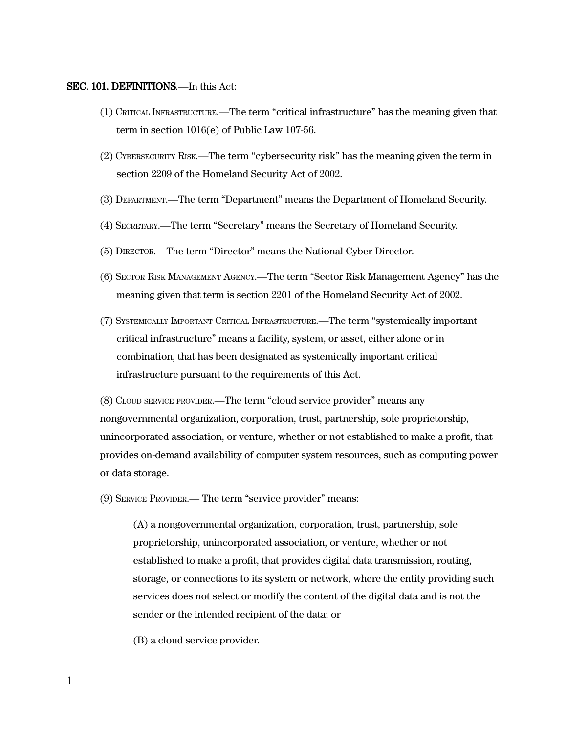**SEC. 101. DEFINITIONS**.—In this Act:

(1) CRITICAL INFRASTRUCTURE.—The term "critical infrastructure" has the meaning given that term in section 1016(e) of Public Law 107-56.

(2) CYBERSECURITY RISK.—The term "cybersecurity risk" has the meaning given the term in section 2209 of the Homeland Security Act of 2002.

(3) DEPARTMENT.—The term "Department" means the Department of Homeland Security.

(4) SECRETARY.—The term "Secretary" means the Secretary of Homeland Security.

(5) DIRECTOR.—The term "Director" means the National Cyber Director.

(6) SECTOR RISK MANAGEMENT AGENCY.—The term "Sector Risk Management Agency" has the meaning given that term is section 2201 of the Homeland Security Act of 2002.

(7) SYSTEMICALLY IMPORTANT CRITICAL INFRASTRUCTURE.—The term "systemically important critical infrastructure" means a facility, system, or asset, either alone or in combination, that has been designated as systemically important critical infrastructure pursuant to the requirements of this Act.

(8) CLOUD SERVICE PROVIDER.—The term "cloud service provider" means any nongovernmental organization, corporation, trust, partnership, sole proprietorship, unincorporated association, or venture, whether or not established to make a profit, that provides on-demand availability of computer system resources, such as computing power or data storage.

(9) SERVICE PROVIDER.— The term "service provider" means:

(A) a nongovernmental organization, corporation, trust, partnership, sole proprietorship, unincorporated association, or venture, whether or not established to make a profit, that provides digital data transmission, routing, storage, or connections to its system or network, where the entity providing such services does not select or modify the content of the digital data and is not the sender or the intended recipient of the data; or

(B) a cloud service provider.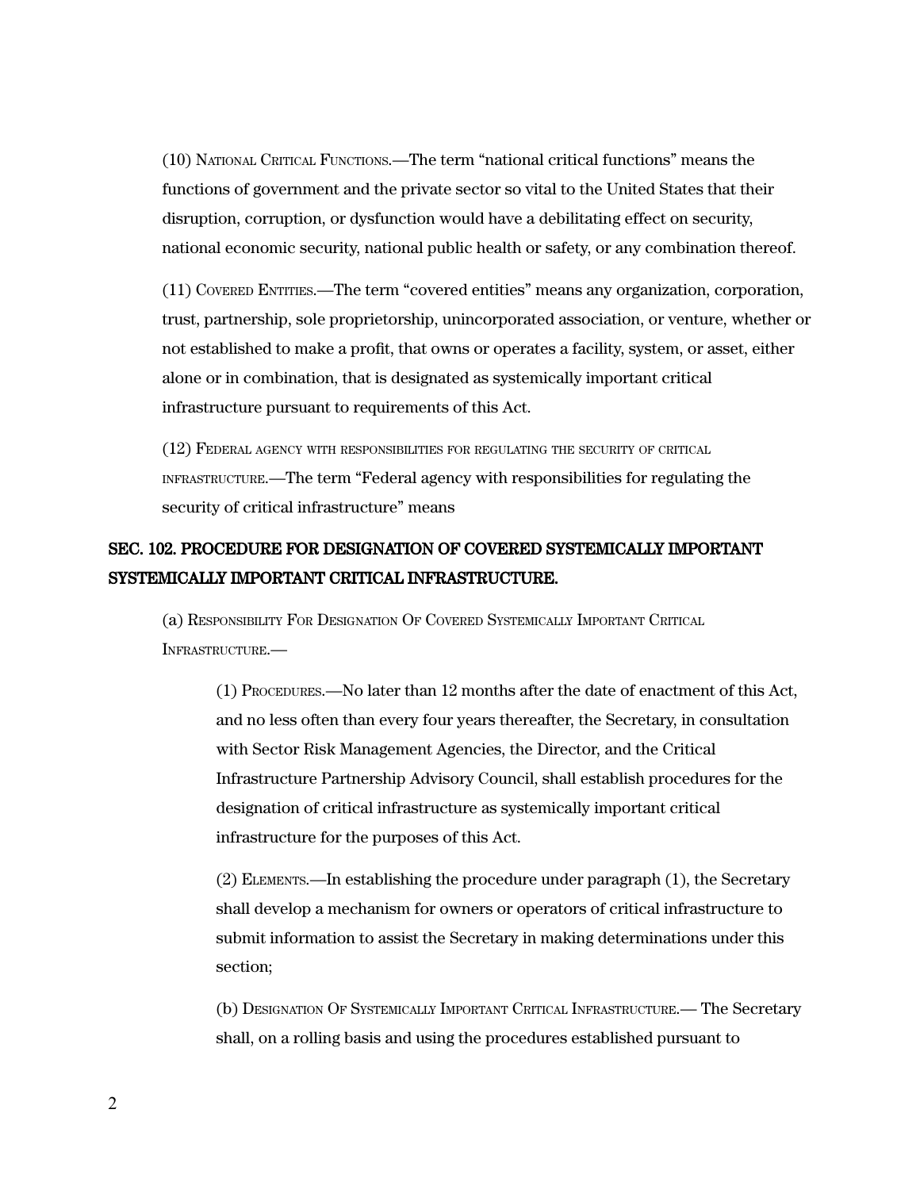(10) National Critical Functions.—The term “national critical functions” means the functions of government and the private sector so vital to the United States that their disruption, corruption, or dysfunction would have a debilitating effect on security, national economic security, national public health or safety, or any combination thereof.

(11) Covered Entities.—The term “covered entities” means any organization, corporation, trust, partnership, sole proprietorship, unincorporated association, or venture, whether or not established to make a profit, that owns or operates a facility, system, or asset, either alone or in combination, that is designated as systemically important critical infrastructure pursuant to requirements of this Act.

(12) Federal agency with responsibilities for regulating the security of critical infrastructure.—The term “Federal agency with responsibilities for regulating the security of critical infrastructure” means

## SEC. 102. PROCEDURE FOR DESIGNATION OF COVERED SYSTEMICALLY IMPORTANT SYSTEMICALLY IMPORTANT CRITICAL INFRASTRUCTURE.

(a) Responsibility For Designation Of Covered Systemically Important Critical Infrastructure.—

(1) Procedures.—No later than 12 months after the date of enactment of this Act, and no less often than every four years thereafter, the Secretary, in consultation with Sector Risk Management Agencies, the Director, and the Critical Infrastructure Partnership Advisory Council, shall establish procedures for the designation of critical infrastructure as systemically important critical infrastructure for the purposes of this Act.

(2) Elements.—In establishing the procedure under paragraph (1), the Secretary shall develop a mechanism for owners or operators of critical infrastructure to submit information to assist the Secretary in making determinations under this section;

(b) Designation Of Systemically Important Critical Infrastructure.— The Secretary shall, on a rolling basis and using the procedures established pursuant to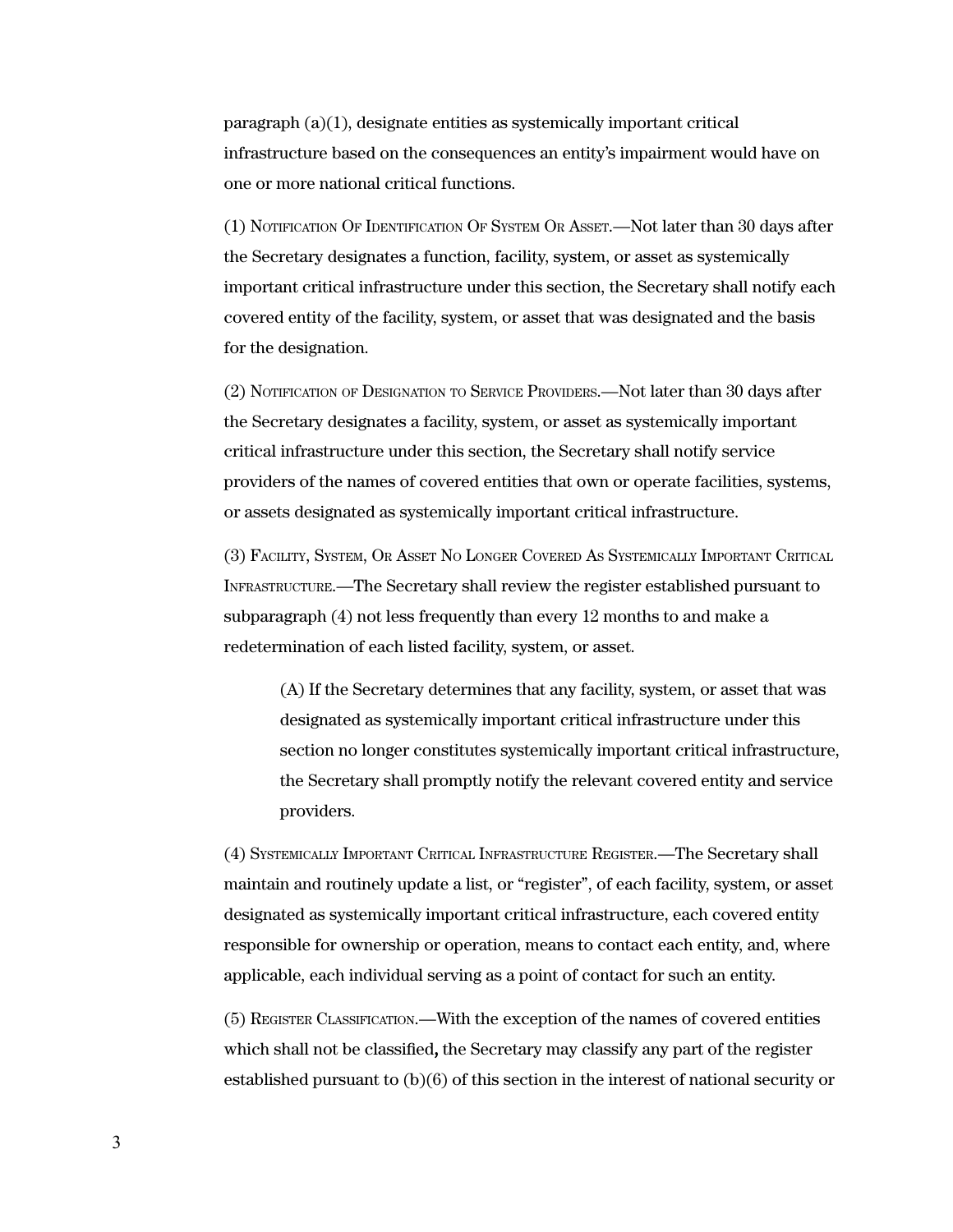paragraph (a)(1), designate entities as systemically important critical infrastructure based on the consequences an entity's impairment would have on one or more national critical functions.

(1) Notification Of Identification Of System Or Asset.—Not later than 30 days after the Secretary designates a function, facility, system, or asset as systemically important critical infrastructure under this section, the Secretary shall notify each covered entity of the facility, system, or asset that was designated and the basis for the designation.

(2) Notification of Designation to Service Providers.—Not later than 30 days after the Secretary designates a facility, system, or asset as systemically important critical infrastructure under this section, the Secretary shall notify service providers of the names of covered entities that own or operate facilities, systems, or assets designated as systemically important critical infrastructure.

(3) Facility, System, Or Asset No Longer Covered As Systemically Important Critical Infrastructure.—The Secretary shall review the register established pursuant to subparagraph (4) not less frequently than every 12 months to and make a redetermination of each listed facility, system, or asset.

> (A) If the Secretary determines that any facility, system, or asset that was designated as systemically important critical infrastructure under this section no longer constitutes systemically important critical infrastructure, the Secretary shall promptly notify the relevant covered entity and service providers.

(4) Systemically Important Critical Infrastructure Register.—The Secretary shall maintain and routinely update a list, or "register", of each facility, system, or asset designated as systemically important critical infrastructure, each covered entity responsible for ownership or operation, means to contact each entity, and, where applicable, each individual serving as a point of contact for such an entity.

(5) Register Classification.—With the exception of the names of covered entities which shall not be classified**,** the Secretary may classify any part of the register established pursuant to (b)(6) of this section in the interest of national security or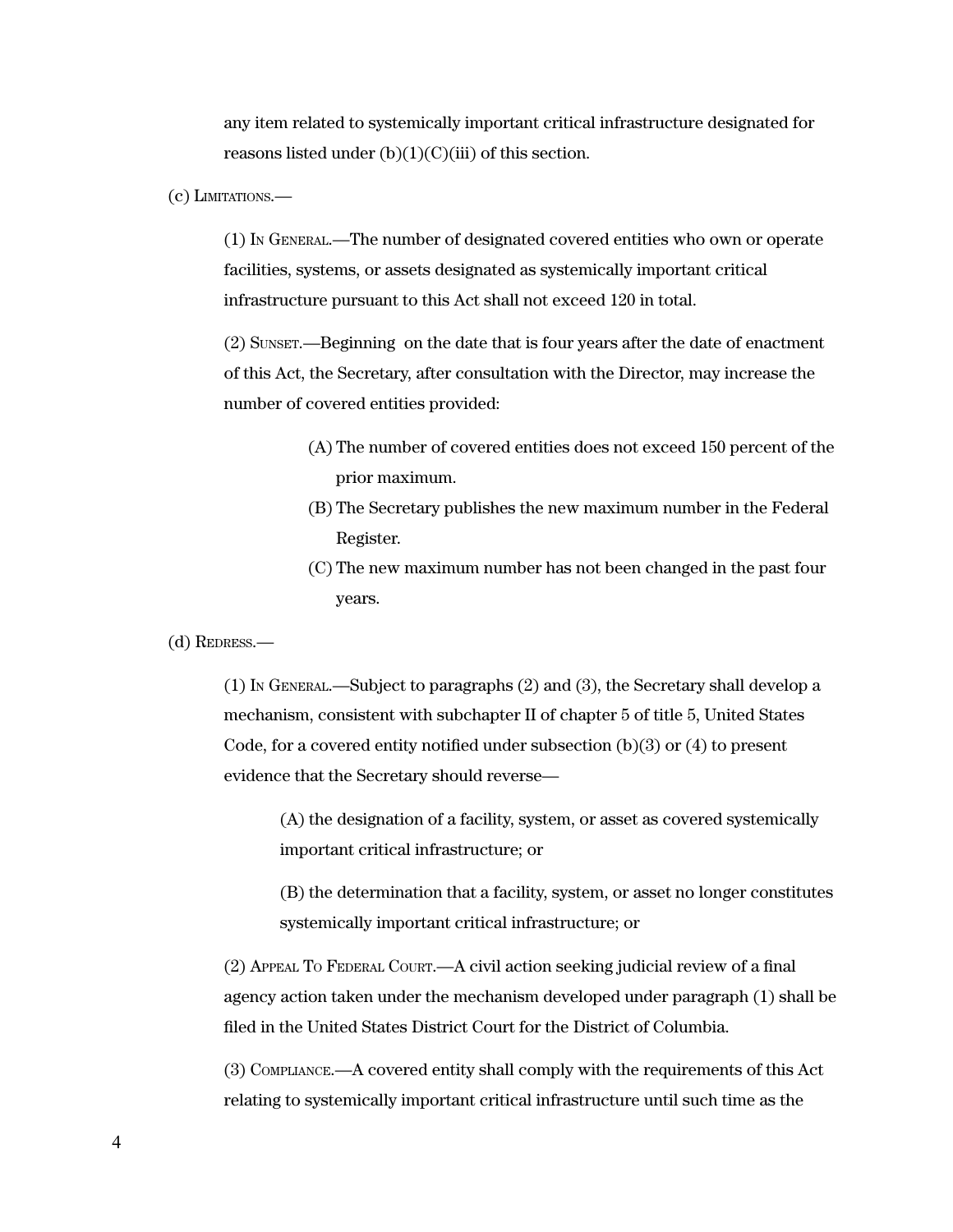any item related to systemically important critical infrastructure designated for reasons listed under (b)(1)(C)(iii) of this section.

(c) LIMITATIONS.—

(1) IN GENERAL.—The number of designated covered entities who own or operate facilities, systems, or assets designated as systemically important critical infrastructure pursuant to this Act shall not exceed 120 in total.

(2) SUNSET.—Beginning on the date that is four years after the date of enactment of this Act, the Secretary, after consultation with the Director, may increase the number of covered entities provided:

(A) The number of covered entities does not exceed 150 percent of the prior maximum.

(B) The Secretary publishes the new maximum number in the Federal Register.

(C) The new maximum number has not been changed in the past four years.

(d) REDRESS.—

(1) IN GENERAL.—Subject to paragraphs (2) and (3), the Secretary shall develop a mechanism, consistent with subchapter II of chapter 5 of title 5, United States Code, for a covered entity notified under subsection (b)(3) or (4) to present evidence that the Secretary should reverse—

(A) the designation of a facility, system, or asset as covered systemically important critical infrastructure; or

(B) the determination that a facility, system, or asset no longer constitutes systemically important critical infrastructure; or

(2) APPEAL TO FEDERAL COURT.—A civil action seeking judicial review of a final agency action taken under the mechanism developed under paragraph (1) shall be filed in the United States District Court for the District of Columbia.

(3) COMPLIANCE.—A covered entity shall comply with the requirements of this Act relating to systemically important critical infrastructure until such time as the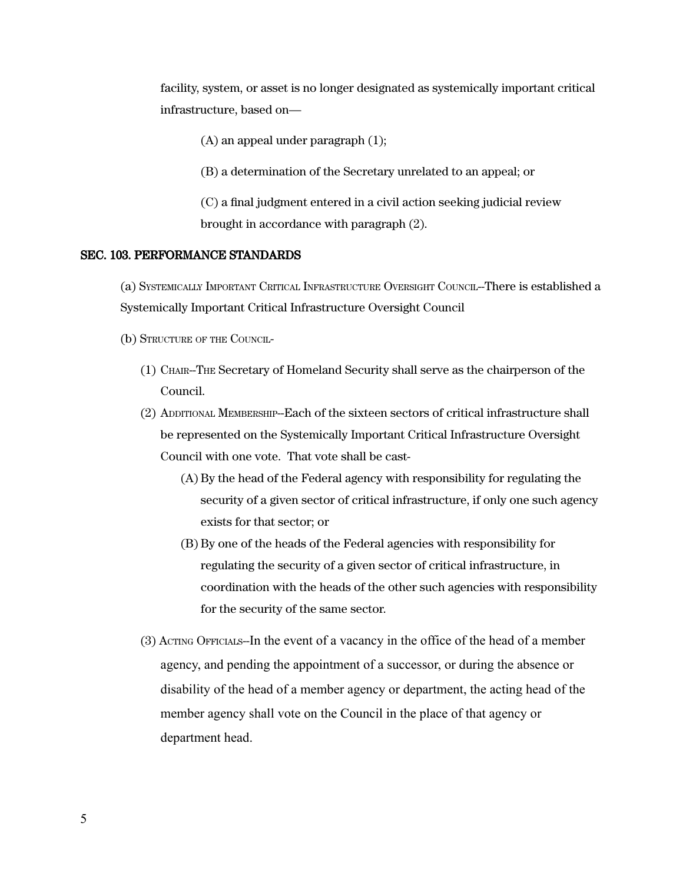facility, system, or asset is no longer designated as systemically important critical infrastructure, based on—

(A) an appeal under paragraph (1);

(B) a determination of the Secretary unrelated to an appeal; or

(C) a final judgment entered in a civil action seeking judicial review brought in accordance with paragraph (2).

**SEC. 103. PERFORMANCE STANDARDS**

(a) Systemically Important Critical Infrastructure Oversight Council--There is established a Systemically Important Critical Infrastructure Oversight Council

(b) Structure of the Council-

(1) Chair--The Secretary of Homeland Security shall serve as the chairperson of the Council.

(2) Additional Membership--Each of the sixteen sectors of critical infrastructure shall be represented on the Systemically Important Critical Infrastructure Oversight Council with one vote. That vote shall be cast-

(A) By the head of the Federal agency with responsibility for regulating the security of a given sector of critical infrastructure, if only one such agency exists for that sector; or

(B) By one of the heads of the Federal agencies with responsibility for regulating the security of a given sector of critical infrastructure, in coordination with the heads of the other such agencies with responsibility for the security of the same sector.

(3) Acting Officials--In the event of a vacancy in the office of the head of a member agency, and pending the appointment of a successor, or during the absence or disability of the head of a member agency or department, the acting head of the member agency shall vote on the Council in the place of that agency or department head.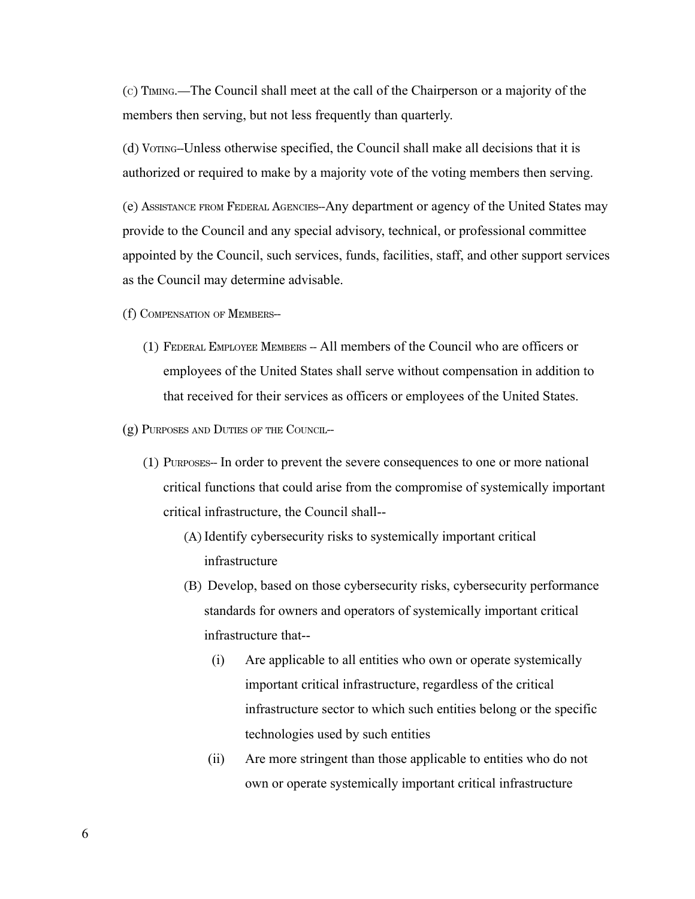(c) Timing.—The Council shall meet at the call of the Chairperson or a majority of the members then serving, but not less frequently than quarterly.

(d) Voting--Unless otherwise specified, the Council shall make all decisions that it is authorized or required to make by a majority vote of the voting members then serving.

(e) Assistance from Federal Agencies--Any department or agency of the United States may provide to the Council and any special advisory, technical, or professional committee appointed by the Council, such services, funds, facilities, staff, and other support services as the Council may determine advisable.

(f) Compensation of Members--

(1) Federal Employee Members -- All members of the Council who are officers or employees of the United States shall serve without compensation in addition to that received for their services as officers or employees of the United States.

(g) Purposes and Duties of the Council--

(1) Purposes-- In order to prevent the severe consequences to one or more national critical functions that could arise from the compromise of systemically important critical infrastructure, the Council shall--

(A) Identify cybersecurity risks to systemically important critical infrastructure

(B) Develop, based on those cybersecurity risks, cybersecurity performance standards for owners and operators of systemically important critical infrastructure that--

(i) Are applicable to all entities who own or operate systemically important critical infrastructure, regardless of the critical infrastructure sector to which such entities belong or the specific technologies used by such entities

(ii) Are more stringent than those applicable to entities who do not own or operate systemically important critical infrastructure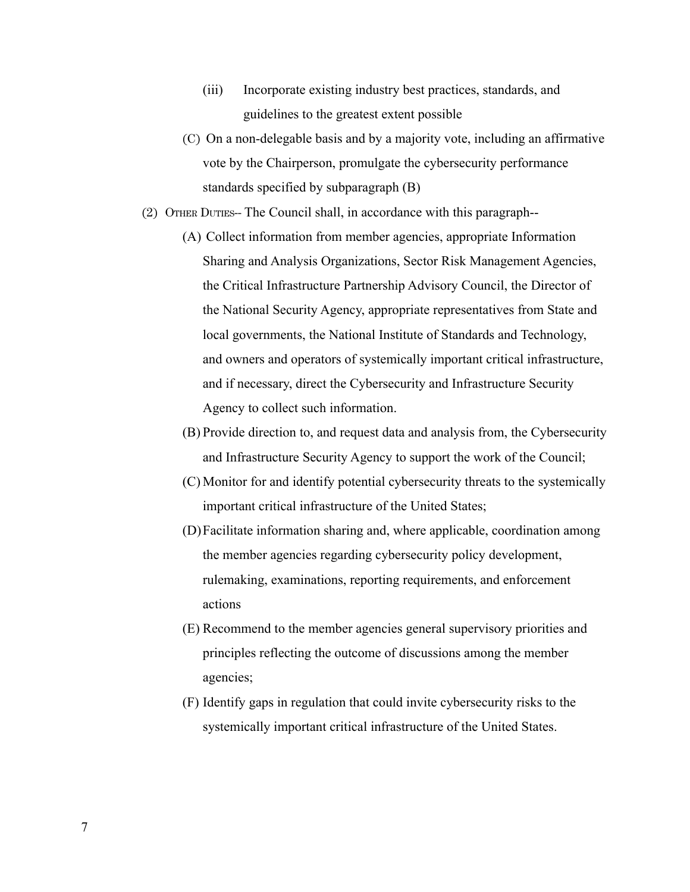(iii) Incorporate existing industry best practices, standards, and guidelines to the greatest extent possible

(C) On a non-delegable basis and by a majority vote, including an affirmative vote by the Chairperson, promulgate the cybersecurity performance standards specified by subparagraph (B)

(2) Other Duties-- The Council shall, in accordance with this paragraph--

(A) Collect information from member agencies, appropriate Information Sharing and Analysis Organizations, Sector Risk Management Agencies, the Critical Infrastructure Partnership Advisory Council, the Director of the National Security Agency, appropriate representatives from State and local governments, the National Institute of Standards and Technology, and owners and operators of systemically important critical infrastructure, and if necessary, direct the Cybersecurity and Infrastructure Security Agency to collect such information.

(B) Provide direction to, and request data and analysis from, the Cybersecurity and Infrastructure Security Agency to support the work of the Council;

(C) Monitor for and identify potential cybersecurity threats to the systemically important critical infrastructure of the United States;

(D) Facilitate information sharing and, where applicable, coordination among the member agencies regarding cybersecurity policy development, rulemaking, examinations, reporting requirements, and enforcement actions

(E) Recommend to the member agencies general supervisory priorities and principles reflecting the outcome of discussions among the member agencies;

(F) Identify gaps in regulation that could invite cybersecurity risks to the systemically important critical infrastructure of the United States.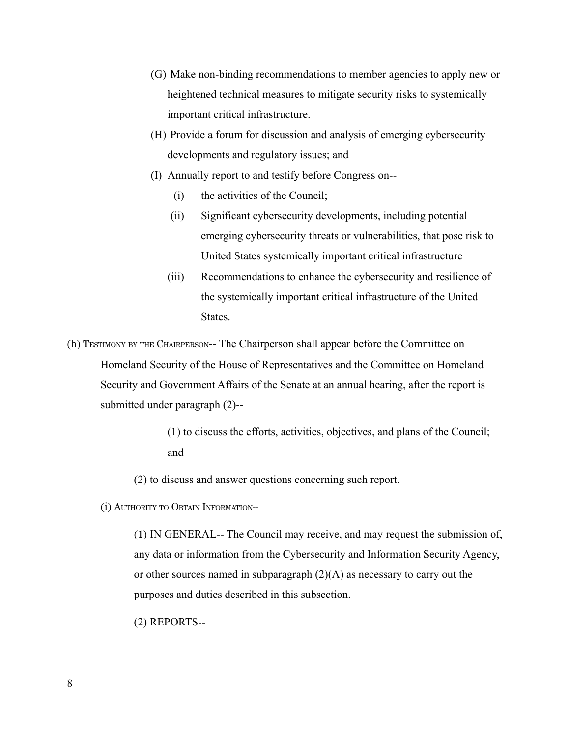(G) Make non-binding recommendations to member agencies to apply new or heightened technical measures to mitigate security risks to systemically important critical infrastructure.

(H) Provide a forum for discussion and analysis of emerging cybersecurity developments and regulatory issues; and

(I) Annually report to and testify before Congress on--

(i) the activities of the Council;

(ii) Significant cybersecurity developments, including potential emerging cybersecurity threats or vulnerabilities, that pose risk to United States systemically important critical infrastructure

(iii) Recommendations to enhance the cybersecurity and resilience of the systemically important critical infrastructure of the United States.

(h) TESTIMONY BY THE CHAIRPERSON-- The Chairperson shall appear before the Committee on Homeland Security of the House of Representatives and the Committee on Homeland Security and Government Affairs of the Senate at an annual hearing, after the report is submitted under paragraph (2)--

(1) to discuss the efforts, activities, objectives, and plans of the Council; and

(2) to discuss and answer questions concerning such report.

(i) AUTHORITY TO OBTAIN INFORMATION--

(1) IN GENERAL-- The Council may receive, and may request the submission of, any data or information from the Cybersecurity and Information Security Agency, or other sources named in subparagraph (2)(A) as necessary to carry out the purposes and duties described in this subsection.

(2) REPORTS--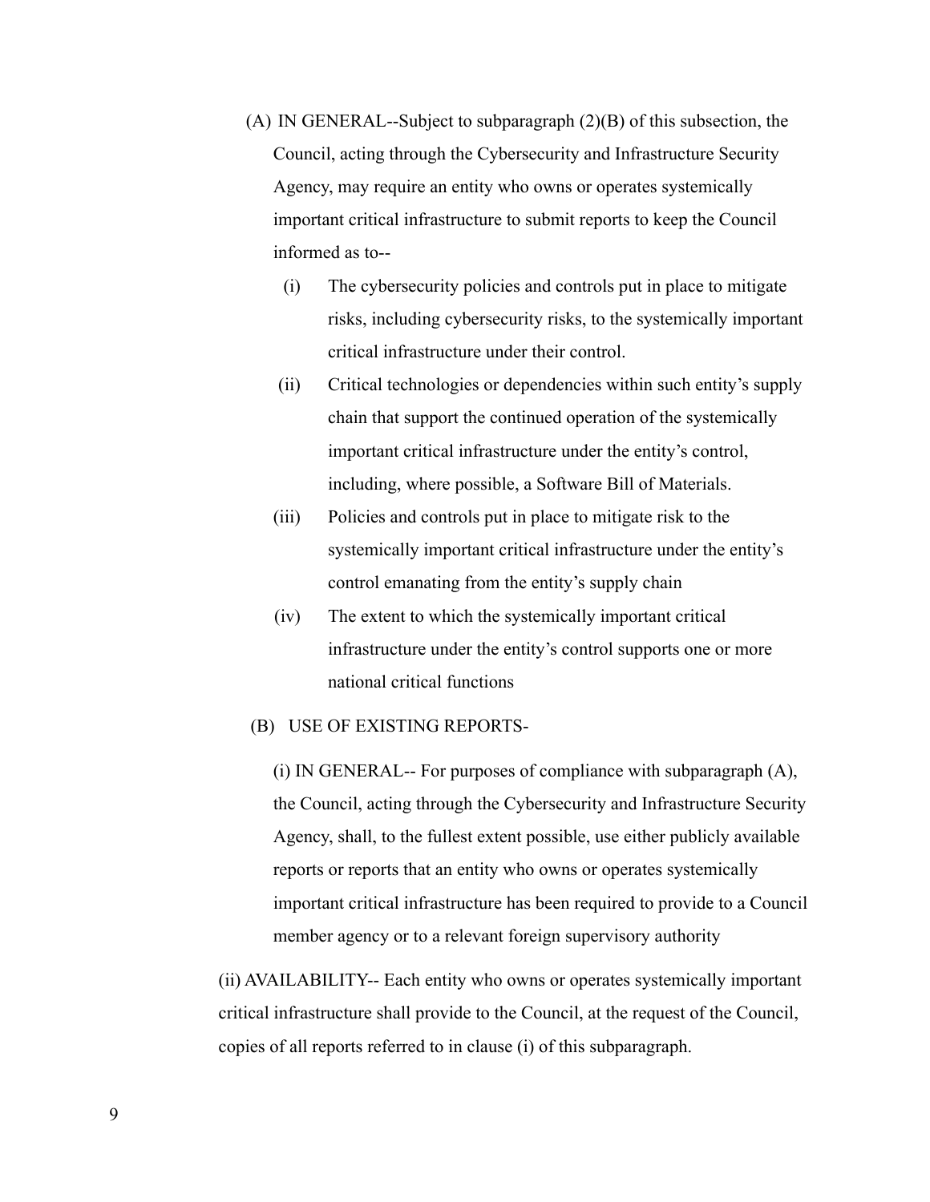(A) IN GENERAL--Subject to subparagraph (2)(B) of this subsection, the Council, acting through the Cybersecurity and Infrastructure Security Agency, may require an entity who owns or operates systemically important critical infrastructure to submit reports to keep the Council informed as to--

(i) The cybersecurity policies and controls put in place to mitigate risks, including cybersecurity risks, to the systemically important critical infrastructure under their control.

(ii) Critical technologies or dependencies within such entity's supply chain that support the continued operation of the systemically important critical infrastructure under the entity's control, including, where possible, a Software Bill of Materials.

(iii) Policies and controls put in place to mitigate risk to the systemically important critical infrastructure under the entity's control emanating from the entity's supply chain

(iv) The extent to which the systemically important critical infrastructure under the entity's control supports one or more national critical functions

(B) USE OF EXISTING REPORTS-

(i) IN GENERAL-- For purposes of compliance with subparagraph (A), the Council, acting through the Cybersecurity and Infrastructure Security Agency, shall, to the fullest extent possible, use either publicly available reports or reports that an entity who owns or operates systemically important critical infrastructure has been required to provide to a Council member agency or to a relevant foreign supervisory authority

(ii) AVAILABILITY-- Each entity who owns or operates systemically important critical infrastructure shall provide to the Council, at the request of the Council, copies of all reports referred to in clause (i) of this subparagraph.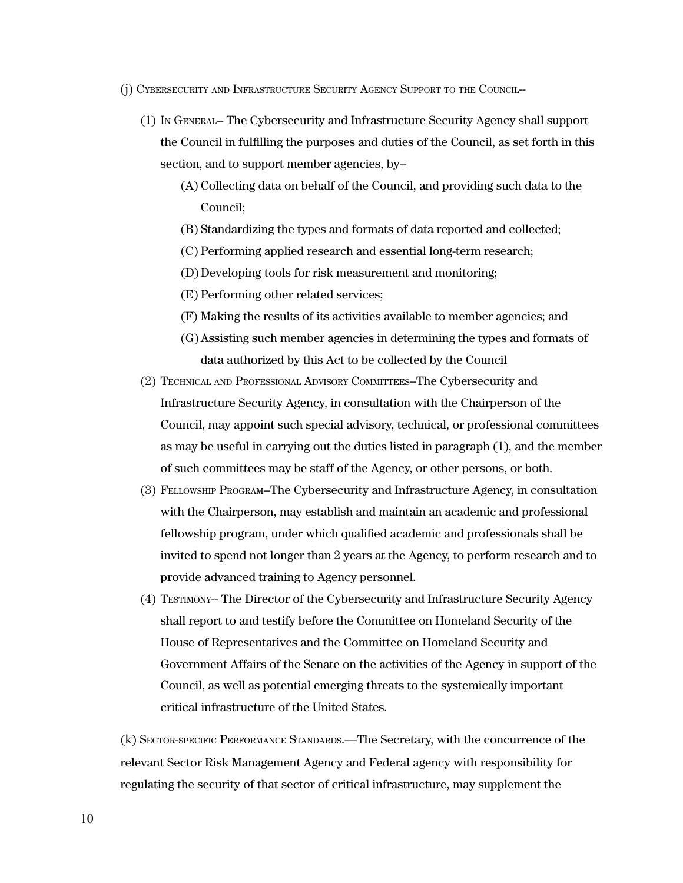(j) Cybersecurity and Infrastructure Security Agency Support to the Council--

(1) In General-- The Cybersecurity and Infrastructure Security Agency shall support the Council in fulfilling the purposes and duties of the Council, as set forth in this section, and to support member agencies, by--

(A) Collecting data on behalf of the Council, and providing such data to the Council;

(B) Standardizing the types and formats of data reported and collected;

(C) Performing applied research and essential long-term research;

(D) Developing tools for risk measurement and monitoring;

(E) Performing other related services;

(F) Making the results of its activities available to member agencies; and

(G) Assisting such member agencies in determining the types and formats of data authorized by this Act to be collected by the Council

(2) Technical and Professional Advisory Committees--The Cybersecurity and Infrastructure Security Agency, in consultation with the Chairperson of the Council, may appoint such special advisory, technical, or professional committees as may be useful in carrying out the duties listed in paragraph (1), and the member of such committees may be staff of the Agency, or other persons, or both.

(3) Fellowship Program--The Cybersecurity and Infrastructure Agency, in consultation with the Chairperson, may establish and maintain an academic and professional fellowship program, under which qualified academic and professionals shall be invited to spend not longer than 2 years at the Agency, to perform research and to provide advanced training to Agency personnel.

(4) Testimony-- The Director of the Cybersecurity and Infrastructure Security Agency shall report to and testify before the Committee on Homeland Security of the House of Representatives and the Committee on Homeland Security and Government Affairs of the Senate on the activities of the Agency in support of the Council, as well as potential emerging threats to the systemically important critical infrastructure of the United States.

(k) Sector-specific Performance Standards.—The Secretary, with the concurrence of the relevant Sector Risk Management Agency and Federal agency with responsibility for regulating the security of that sector of critical infrastructure, may supplement the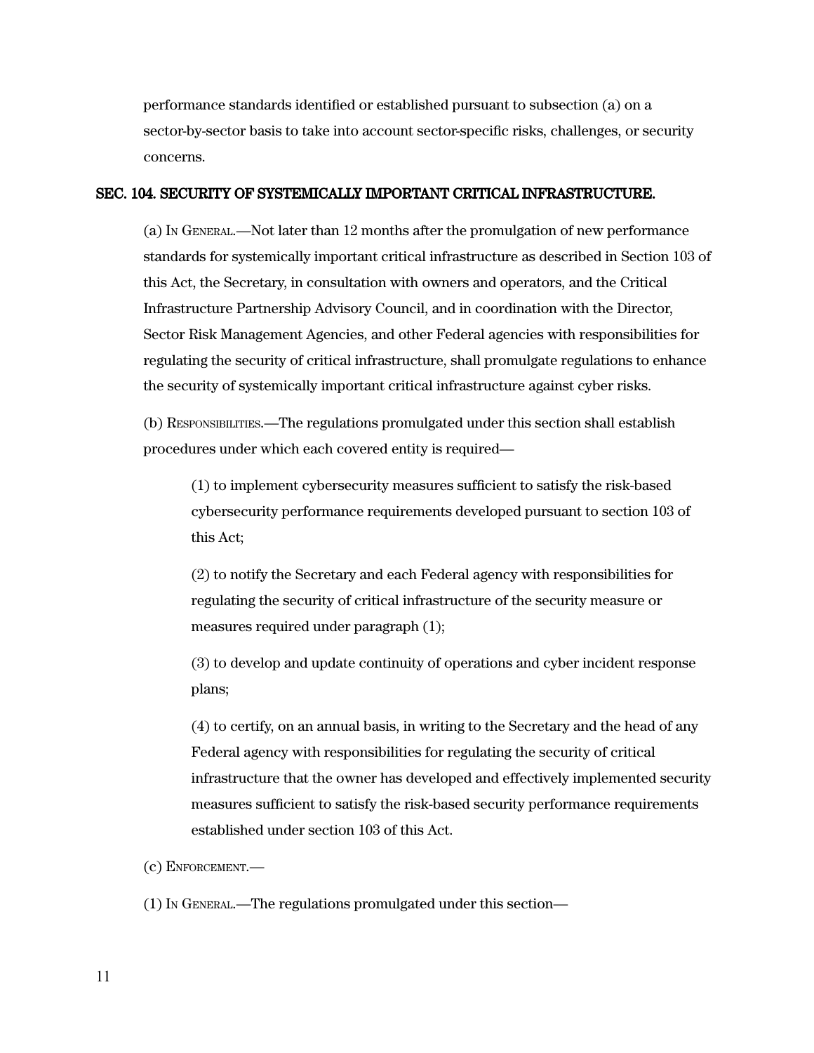performance standards identified or established pursuant to subsection (a) on a sector-by-sector basis to take into account sector-specific risks, challenges, or security concerns.

## SEC. 104. SECURITY OF SYSTEMICALLY IMPORTANT CRITICAL INFRASTRUCTURE.

(a) In General.—Not later than 12 months after the promulgation of new performance standards for systemically important critical infrastructure as described in Section 103 of this Act, the Secretary, in consultation with owners and operators, and the Critical Infrastructure Partnership Advisory Council, and in coordination with the Director, Sector Risk Management Agencies, and other Federal agencies with responsibilities for regulating the security of critical infrastructure, shall promulgate regulations to enhance the security of systemically important critical infrastructure against cyber risks.

(b) Responsibilities.—The regulations promulgated under this section shall establish procedures under which each covered entity is required—

(1) to implement cybersecurity measures sufficient to satisfy the risk-based cybersecurity performance requirements developed pursuant to section 103 of this Act;

(2) to notify the Secretary and each Federal agency with responsibilities for regulating the security of critical infrastructure of the security measure or measures required under paragraph (1);

(3) to develop and update continuity of operations and cyber incident response plans;

(4) to certify, on an annual basis, in writing to the Secretary and the head of any Federal agency with responsibilities for regulating the security of critical infrastructure that the owner has developed and effectively implemented security measures sufficient to satisfy the risk-based security performance requirements established under section 103 of this Act.

(c) Enforcement.—

(1) In General.—The regulations promulgated under this section—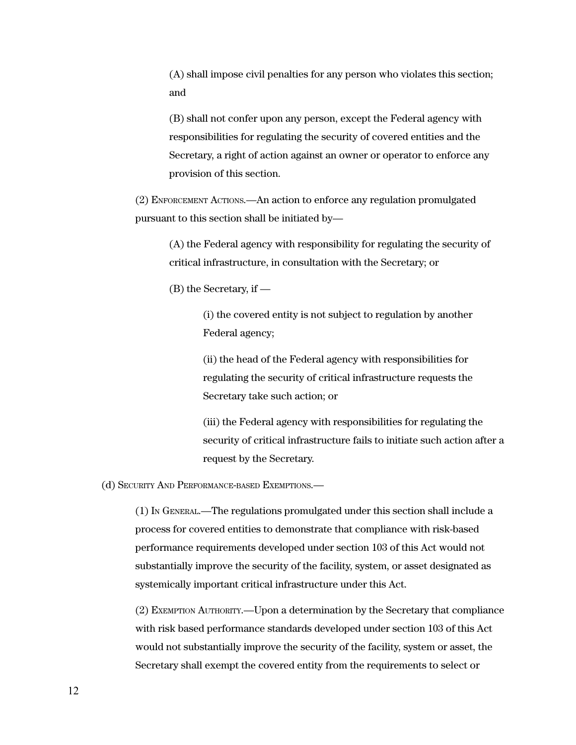(A) shall impose civil penalties for any person who violates this section; and

(B) shall not confer upon any person, except the Federal agency with responsibilities for regulating the security of covered entities and the Secretary, a right of action against an owner or operator to enforce any provision of this section.

(2) Enforcement Actions.—An action to enforce any regulation promulgated pursuant to this section shall be initiated by—

(A) the Federal agency with responsibility for regulating the security of critical infrastructure, in consultation with the Secretary; or

(B) the Secretary, if —

(i) the covered entity is not subject to regulation by another Federal agency;

(ii) the head of the Federal agency with responsibilities for regulating the security of critical infrastructure requests the Secretary take such action; or

(iii) the Federal agency with responsibilities for regulating the security of critical infrastructure fails to initiate such action after a request by the Secretary.

(d) Security And Performance-based Exemptions.—

(1) In General.—The regulations promulgated under this section shall include a process for covered entities to demonstrate that compliance with risk-based performance requirements developed under section 103 of this Act would not substantially improve the security of the facility, system, or asset designated as systemically important critical infrastructure under this Act.

(2) Exemption Authority.—Upon a determination by the Secretary that compliance with risk based performance standards developed under section 103 of this Act would not substantially improve the security of the facility, system or asset, the Secretary shall exempt the covered entity from the requirements to select or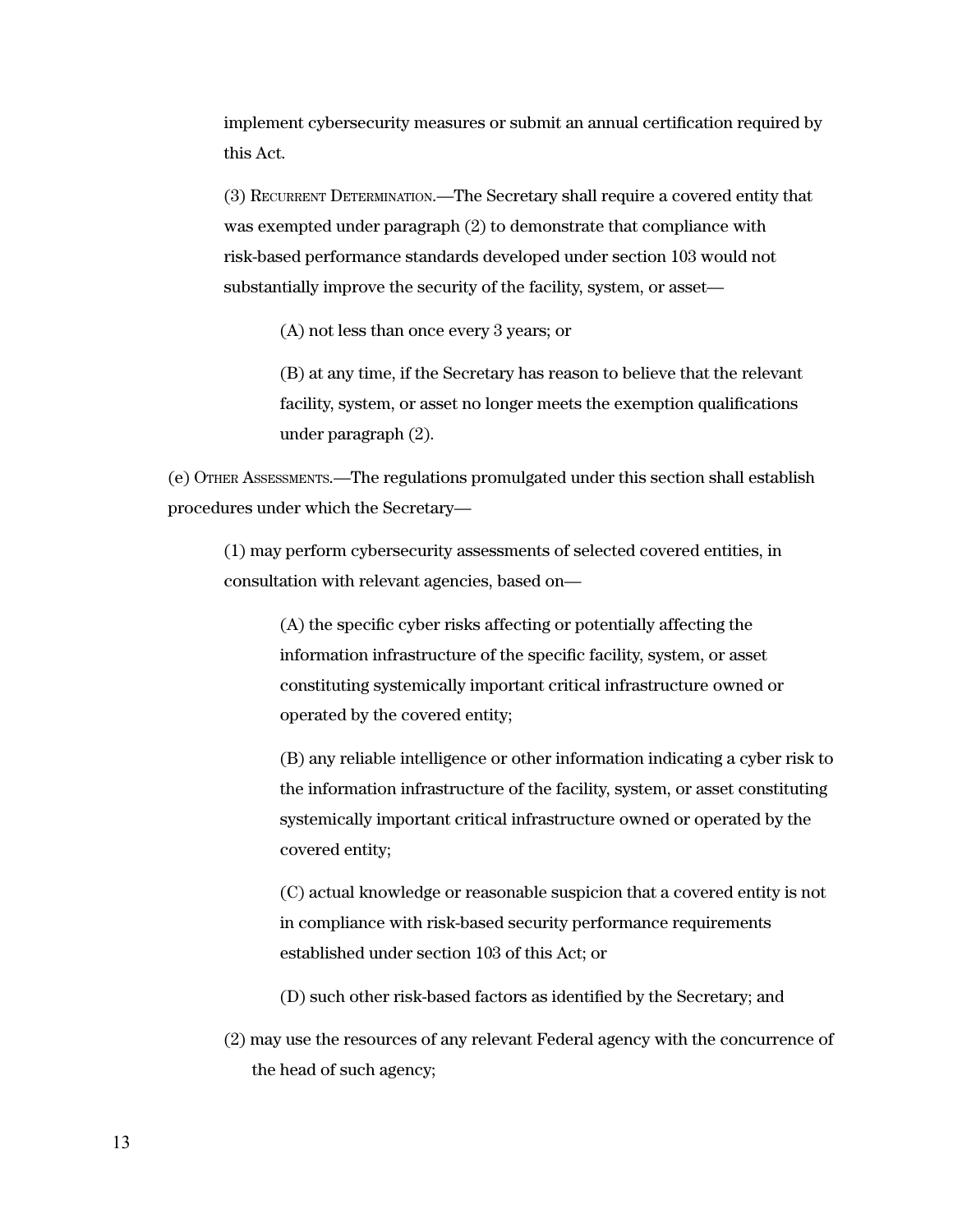implement cybersecurity measures or submit an annual certification required by this Act.

(3) Recurrent Determination.—The Secretary shall require a covered entity that was exempted under paragraph (2) to demonstrate that compliance with risk-based performance standards developed under section 103 would not substantially improve the security of the facility, system, or asset—

(A) not less than once every 3 years; or

(B) at any time, if the Secretary has reason to believe that the relevant facility, system, or asset no longer meets the exemption qualifications under paragraph (2).

(e) Other Assessments.—The regulations promulgated under this section shall establish procedures under which the Secretary—

(1) may perform cybersecurity assessments of selected covered entities, in consultation with relevant agencies, based on—

(A) the specific cyber risks affecting or potentially affecting the information infrastructure of the specific facility, system, or asset constituting systemically important critical infrastructure owned or operated by the covered entity;

(B) any reliable intelligence or other information indicating a cyber risk to the information infrastructure of the facility, system, or asset constituting systemically important critical infrastructure owned or operated by the covered entity;

(C) actual knowledge or reasonable suspicion that a covered entity is not in compliance with risk-based security performance requirements established under section 103 of this Act; or

(D) such other risk-based factors as identified by the Secretary; and

(2) may use the resources of any relevant Federal agency with the concurrence of the head of such agency;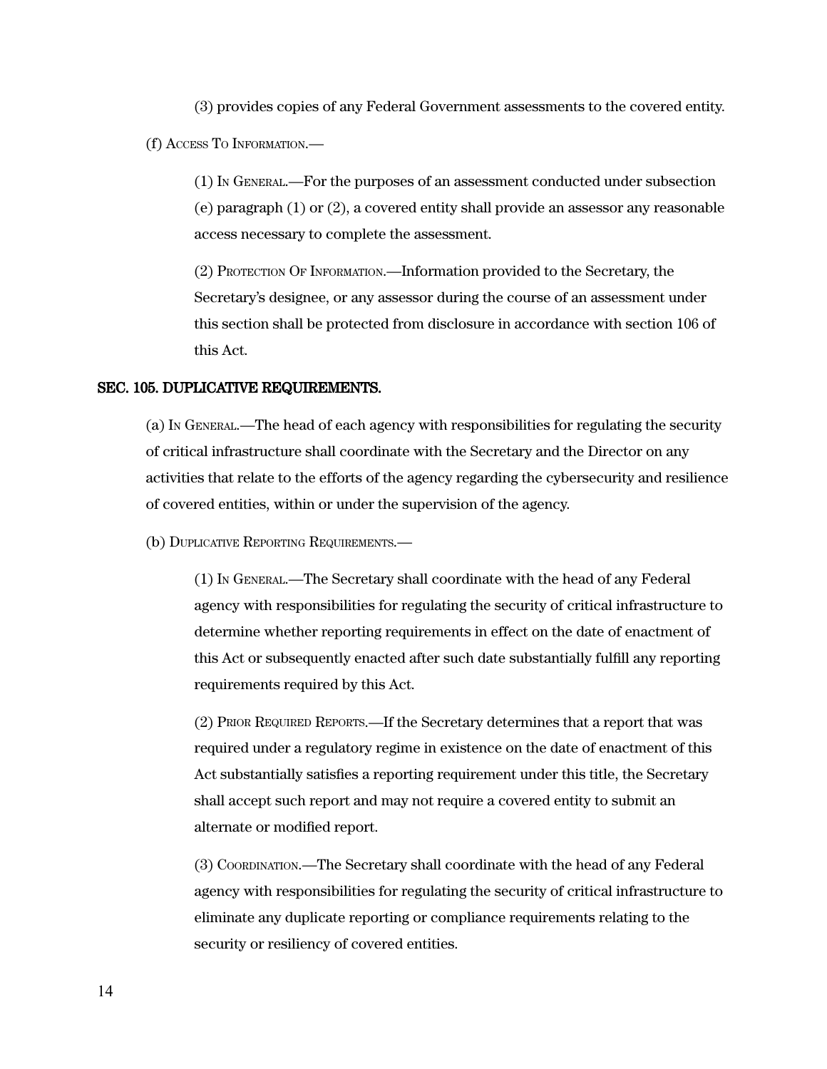(3) provides copies of any Federal Government assessments to the covered entity.

(f) Access To Information.—

(1) In General.—For the purposes of an assessment conducted under subsection (e) paragraph (1) or (2), a covered entity shall provide an assessor any reasonable access necessary to complete the assessment.

(2) Protection Of Information.—Information provided to the Secretary, the Secretary's designee, or any assessor during the course of an assessment under this section shall be protected from disclosure in accordance with section 106 of this Act.

## SEC. 105. DUPLICATIVE REQUIREMENTS.

(a) In General.—The head of each agency with responsibilities for regulating the security of critical infrastructure shall coordinate with the Secretary and the Director on any activities that relate to the efforts of the agency regarding the cybersecurity and resilience of covered entities, within or under the supervision of the agency.

(b) Duplicative Reporting Requirements.—

(1) In General.—The Secretary shall coordinate with the head of any Federal agency with responsibilities for regulating the security of critical infrastructure to determine whether reporting requirements in effect on the date of enactment of this Act or subsequently enacted after such date substantially fulfill any reporting requirements required by this Act.

(2) Prior Required Reports.—If the Secretary determines that a report that was required under a regulatory regime in existence on the date of enactment of this Act substantially satisfies a reporting requirement under this title, the Secretary shall accept such report and may not require a covered entity to submit an alternate or modified report.

(3) Coordination.—The Secretary shall coordinate with the head of any Federal agency with responsibilities for regulating the security of critical infrastructure to eliminate any duplicate reporting or compliance requirements relating to the security or resiliency of covered entities.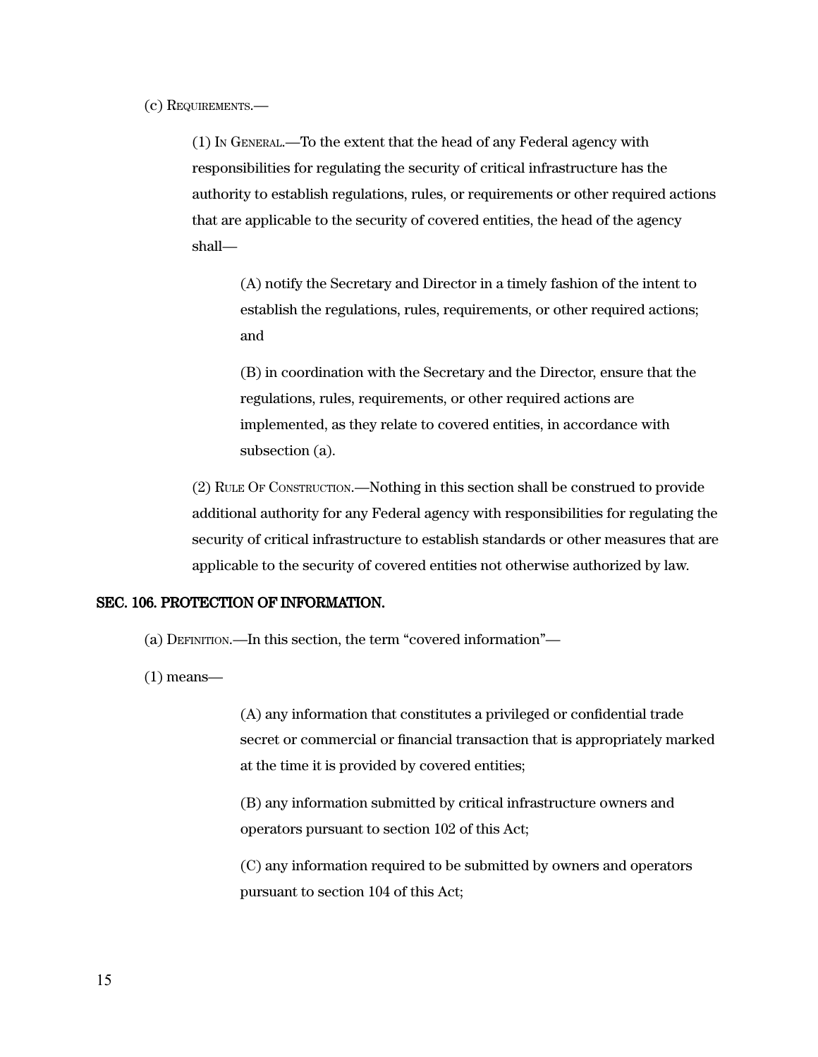(c) Requirements.—

(1) In General.—To the extent that the head of any Federal agency with responsibilities for regulating the security of critical infrastructure has the authority to establish regulations, rules, or requirements or other required actions that are applicable to the security of covered entities, the head of the agency shall—

(A) notify the Secretary and Director in a timely fashion of the intent to establish the regulations, rules, requirements, or other required actions; and

(B) in coordination with the Secretary and the Director, ensure that the regulations, rules, requirements, or other required actions are implemented, as they relate to covered entities, in accordance with subsection (a).

(2) Rule Of Construction.—Nothing in this section shall be construed to provide additional authority for any Federal agency with responsibilities for regulating the security of critical infrastructure to establish standards or other measures that are applicable to the security of covered entities not otherwise authorized by law.

## SEC. 106. PROTECTION OF INFORMATION.

(a) Definition.—In this section, the term "covered information"—

(1) means—

(A) any information that constitutes a privileged or confidential trade secret or commercial or financial transaction that is appropriately marked at the time it is provided by covered entities;

(B) any information submitted by critical infrastructure owners and operators pursuant to section 102 of this Act;

(C) any information required to be submitted by owners and operators pursuant to section 104 of this Act;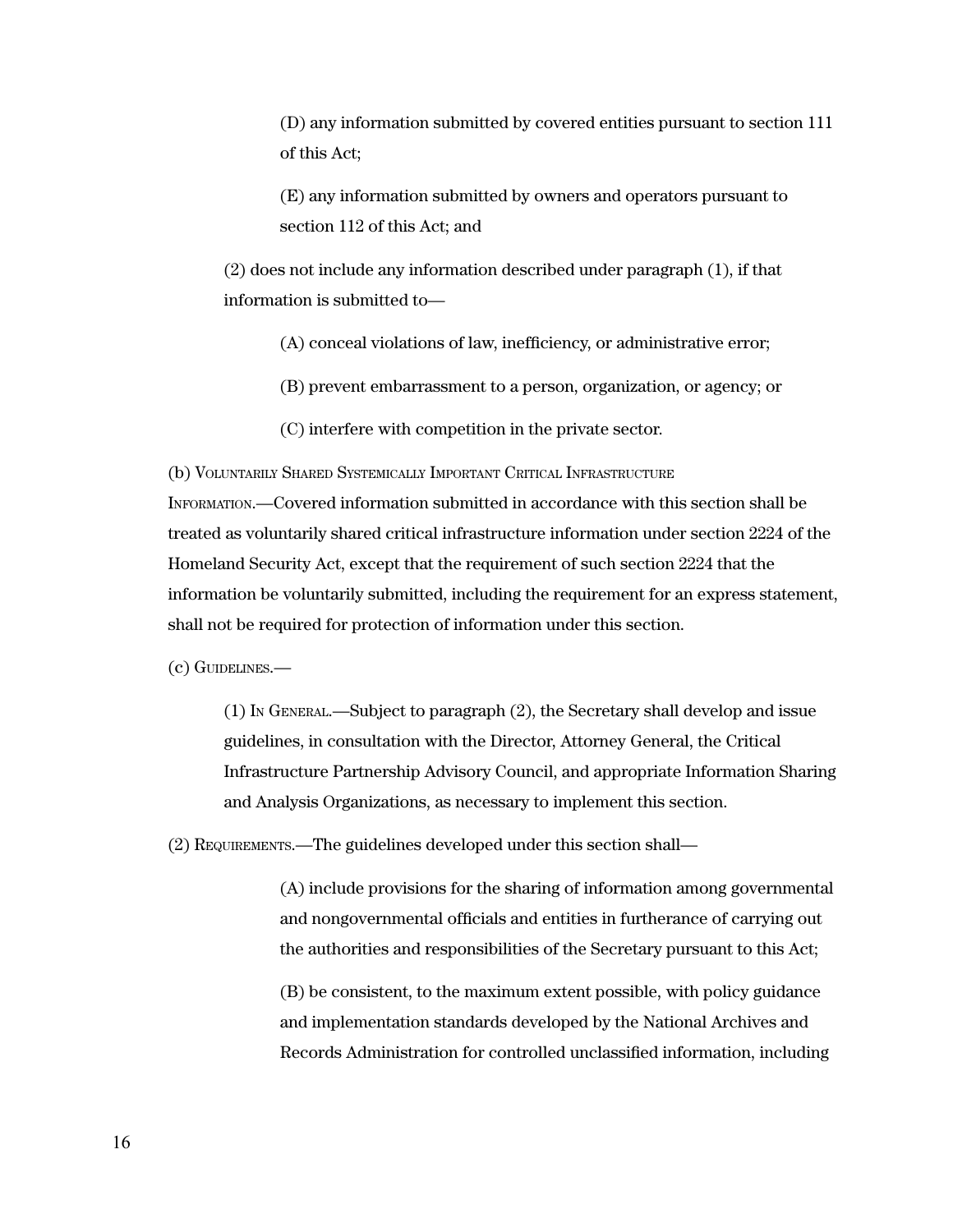(D) any information submitted by covered entities pursuant to section 111 of this Act;

(E) any information submitted by owners and operators pursuant to section 112 of this Act; and

(2) does not include any information described under paragraph (1), if that information is submitted to—

(A) conceal violations of law, inefficiency, or administrative error;

(B) prevent embarrassment to a person, organization, or agency; or

(C) interfere with competition in the private sector.

(b) Voluntarily Shared Systemically Important Critical Infrastructure Information.—Covered information submitted in accordance with this section shall be treated as voluntarily shared critical infrastructure information under section 2224 of the Homeland Security Act, except that the requirement of such section 2224 that the information be voluntarily submitted, including the requirement for an express statement, shall not be required for protection of information under this section.

(c) Guidelines.—

(1) In General.—Subject to paragraph (2), the Secretary shall develop and issue guidelines, in consultation with the Director, Attorney General, the Critical Infrastructure Partnership Advisory Council, and appropriate Information Sharing and Analysis Organizations, as necessary to implement this section.

(2) Requirements.—The guidelines developed under this section shall—

(A) include provisions for the sharing of information among governmental and nongovernmental officials and entities in furtherance of carrying out the authorities and responsibilities of the Secretary pursuant to this Act;

(B) be consistent, to the maximum extent possible, with policy guidance and implementation standards developed by the National Archives and Records Administration for controlled unclassified information, including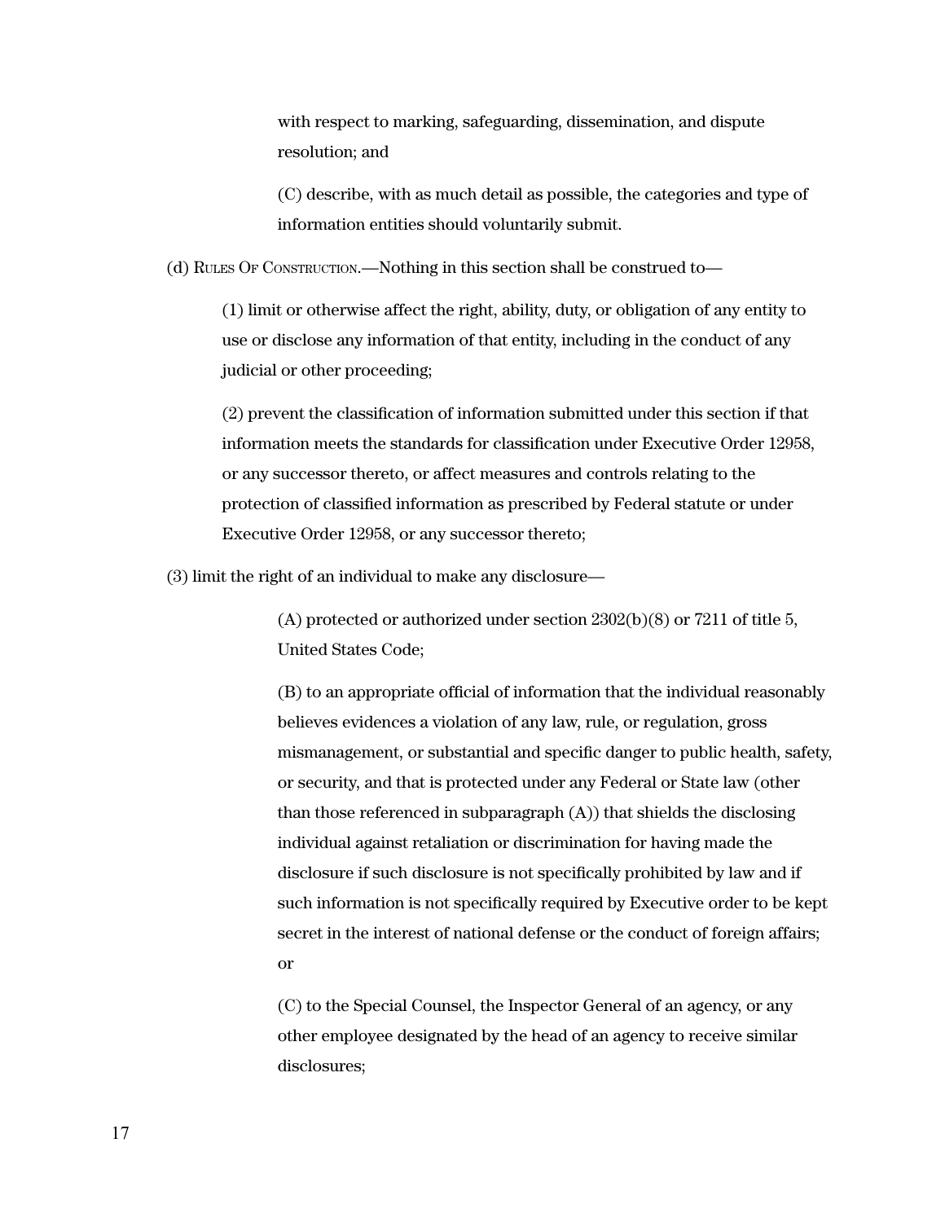with respect to marking, safeguarding, dissemination, and dispute resolution; and

(C) describe, with as much detail as possible, the categories and type of information entities should voluntarily submit.

(d) Rules Of Construction.—Nothing in this section shall be construed to—

(1) limit or otherwise affect the right, ability, duty, or obligation of any entity to use or disclose any information of that entity, including in the conduct of any judicial or other proceeding;

(2) prevent the classification of information submitted under this section if that information meets the standards for classification under Executive Order 12958, or any successor thereto, or affect measures and controls relating to the protection of classified information as prescribed by Federal statute or under Executive Order 12958, or any successor thereto;

(3) limit the right of an individual to make any disclosure—

(A) protected or authorized under section 2302(b)(8) or 7211 of title 5, United States Code;

(B) to an appropriate official of information that the individual reasonably believes evidences a violation of any law, rule, or regulation, gross mismanagement, or substantial and specific danger to public health, safety, or security, and that is protected under any Federal or State law (other than those referenced in subparagraph (A)) that shields the disclosing individual against retaliation or discrimination for having made the disclosure if such disclosure is not specifically prohibited by law and if such information is not specifically required by Executive order to be kept secret in the interest of national defense or the conduct of foreign affairs; or

(C) to the Special Counsel, the Inspector General of an agency, or any other employee designated by the head of an agency to receive similar disclosures;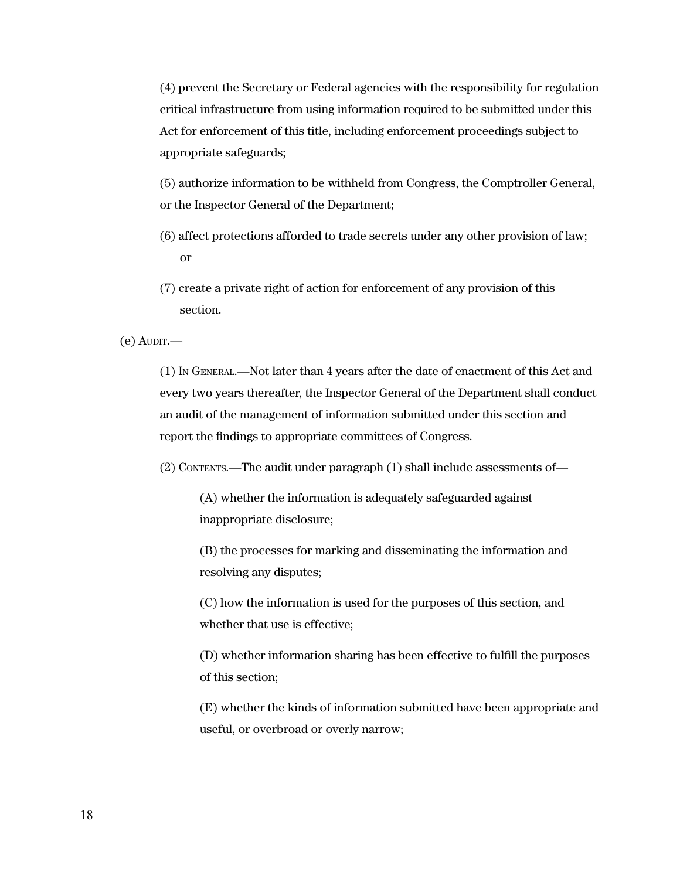(4) prevent the Secretary or Federal agencies with the responsibility for regulation critical infrastructure from using information required to be submitted under this Act for enforcement of this title, including enforcement proceedings subject to appropriate safeguards;

(5) authorize information to be withheld from Congress, the Comptroller General, or the Inspector General of the Department;

(6) affect protections afforded to trade secrets under any other provision of law; or

(7) create a private right of action for enforcement of any provision of this section.

(e) AUDIT.—

(1) IN GENERAL.—Not later than 4 years after the date of enactment of this Act and every two years thereafter, the Inspector General of the Department shall conduct an audit of the management of information submitted under this section and report the findings to appropriate committees of Congress.

(2) CONTENTS.—The audit under paragraph (1) shall include assessments of—

(A) whether the information is adequately safeguarded against inappropriate disclosure;

(B) the processes for marking and disseminating the information and resolving any disputes;

(C) how the information is used for the purposes of this section, and whether that use is effective;

(D) whether information sharing has been effective to fulfill the purposes of this section;

(E) whether the kinds of information submitted have been appropriate and useful, or overbroad or overly narrow;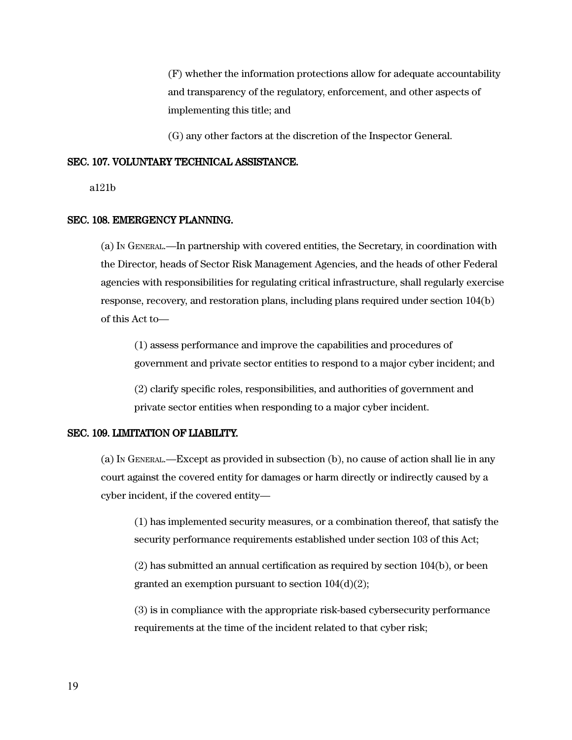(F) whether the information protections allow for adequate accountability and transparency of the regulatory, enforcement, and other aspects of implementing this title; and

(G) any other factors at the discretion of the Inspector General.

**SEC. 107. VOLUNTARY TECHNICAL ASSISTANCE.**

a121b

**SEC. 108. EMERGENCY PLANNING.**

(a) In General.—In partnership with covered entities, the Secretary, in coordination with the Director, heads of Sector Risk Management Agencies, and the heads of other Federal agencies with responsibilities for regulating critical infrastructure, shall regularly exercise response, recovery, and restoration plans, including plans required under section 104(b) of this Act to—

(1) assess performance and improve the capabilities and procedures of government and private sector entities to respond to a major cyber incident; and

(2) clarify specific roles, responsibilities, and authorities of government and private sector entities when responding to a major cyber incident.

**SEC. 109. LIMITATION OF LIABILITY.**

(a) In General.—Except as provided in subsection (b), no cause of action shall lie in any court against the covered entity for damages or harm directly or indirectly caused by a cyber incident, if the covered entity—

(1) has implemented security measures, or a combination thereof, that satisfy the security performance requirements established under section 103 of this Act;

(2) has submitted an annual certification as required by section 104(b), or been granted an exemption pursuant to section 104(d)(2);

(3) is in compliance with the appropriate risk-based cybersecurity performance requirements at the time of the incident related to that cyber risk;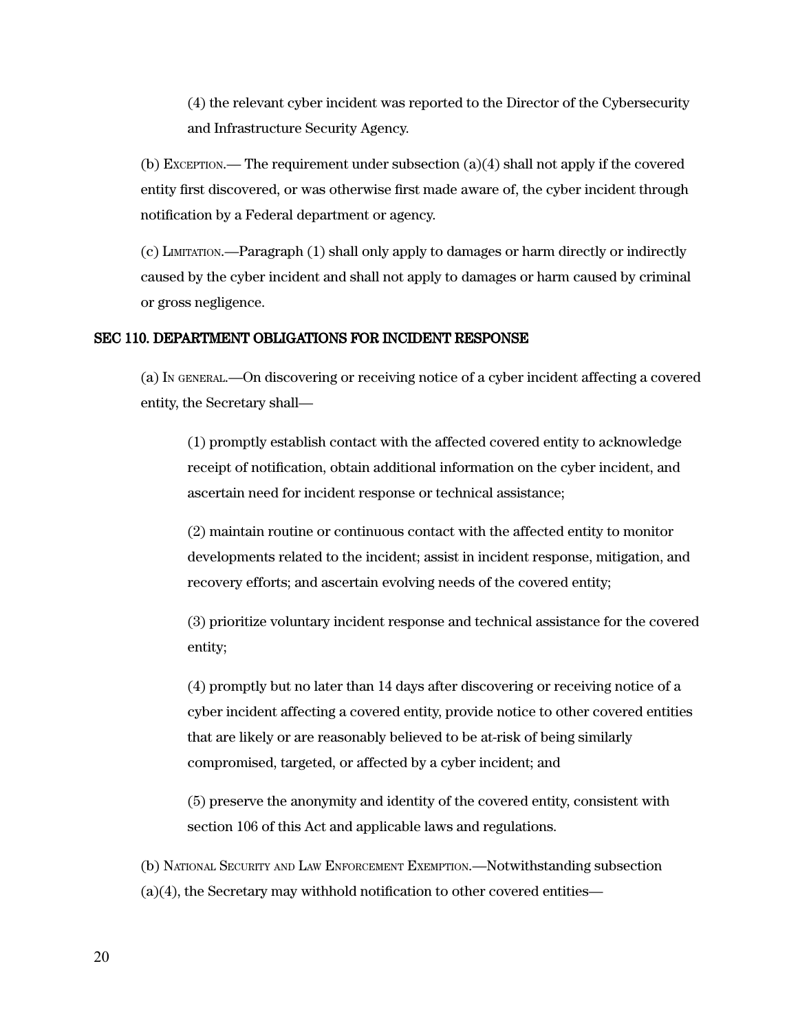(4) the relevant cyber incident was reported to the Director of the Cybersecurity and Infrastructure Security Agency.

(b) Exception.— The requirement under subsection (a)(4) shall not apply if the covered entity first discovered, or was otherwise first made aware of, the cyber incident through notification by a Federal department or agency.

(c) Limitation.—Paragraph (1) shall only apply to damages or harm directly or indirectly caused by the cyber incident and shall not apply to damages or harm caused by criminal or gross negligence.

## SEC 110. DEPARTMENT OBLIGATIONS FOR INCIDENT RESPONSE

(a) In general.—On discovering or receiving notice of a cyber incident affecting a covered entity, the Secretary shall—

(1) promptly establish contact with the affected covered entity to acknowledge receipt of notification, obtain additional information on the cyber incident, and ascertain need for incident response or technical assistance;

(2) maintain routine or continuous contact with the affected entity to monitor developments related to the incident; assist in incident response, mitigation, and recovery efforts; and ascertain evolving needs of the covered entity;

(3) prioritize voluntary incident response and technical assistance for the covered entity;

(4) promptly but no later than 14 days after discovering or receiving notice of a cyber incident affecting a covered entity, provide notice to other covered entities that are likely or are reasonably believed to be at-risk of being similarly compromised, targeted, or affected by a cyber incident; and

(5) preserve the anonymity and identity of the covered entity, consistent with section 106 of this Act and applicable laws and regulations.

(b) National Security and Law Enforcement Exemption.—Notwithstanding subsection (a)(4), the Secretary may withhold notification to other covered entities—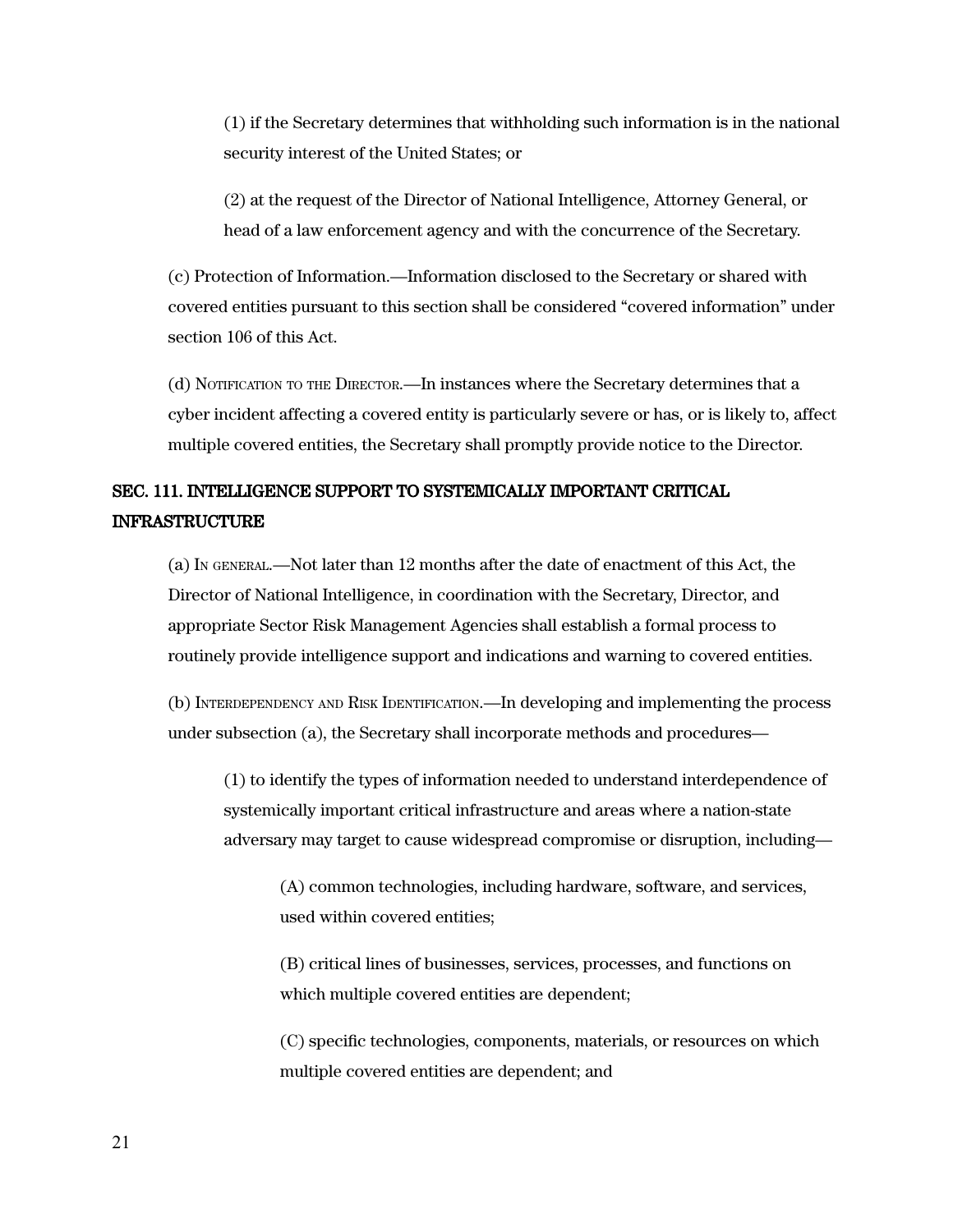(1) if the Secretary determines that withholding such information is in the national security interest of the United States; or

(2) at the request of the Director of National Intelligence, Attorney General, or head of a law enforcement agency and with the concurrence of the Secretary.

(c) Protection of Information.—Information disclosed to the Secretary or shared with covered entities pursuant to this section shall be considered "covered information" under section 106 of this Act.

(d) Notification to the Director.—In instances where the Secretary determines that a cyber incident affecting a covered entity is particularly severe or has, or is likely to, affect multiple covered entities, the Secretary shall promptly provide notice to the Director.

## SEC. 111. INTELLIGENCE SUPPORT TO SYSTEMICALLY IMPORTANT CRITICAL INFRASTRUCTURE

(a) In general.—Not later than 12 months after the date of enactment of this Act, the Director of National Intelligence, in coordination with the Secretary, Director, and appropriate Sector Risk Management Agencies shall establish a formal process to routinely provide intelligence support and indications and warning to covered entities.

(b) Interdependency and Risk Identification.—In developing and implementing the process under subsection (a), the Secretary shall incorporate methods and procedures—

(1) to identify the types of information needed to understand interdependence of systemically important critical infrastructure and areas where a nation-state adversary may target to cause widespread compromise or disruption, including—

(A) common technologies, including hardware, software, and services, used within covered entities;

(B) critical lines of businesses, services, processes, and functions on which multiple covered entities are dependent;

(C) specific technologies, components, materials, or resources on which multiple covered entities are dependent; and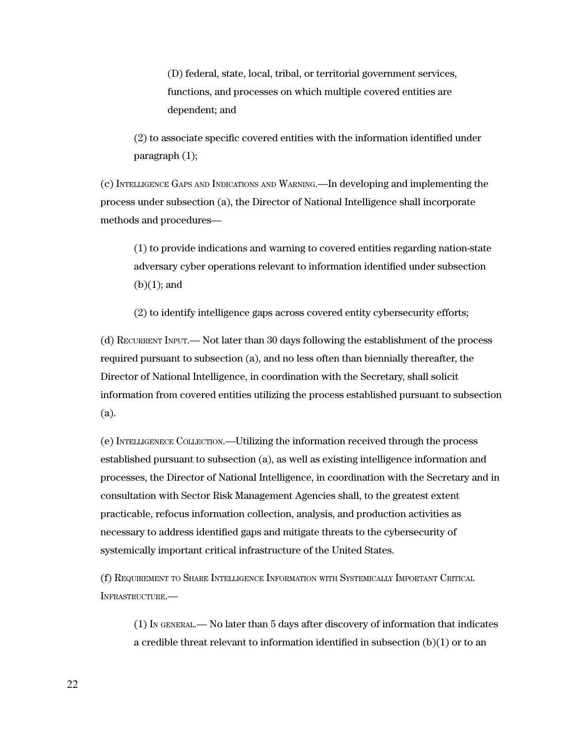(D) federal, state, local, tribal, or territorial government services, functions, and processes on which multiple covered entities are dependent; and

(2) to associate specific covered entities with the information identified under paragraph (1);

(c) Intelligence Gaps and Indications and Warning.—In developing and implementing the process under subsection (a), the Director of National Intelligence shall incorporate methods and procedures—

(1) to provide indications and warning to covered entities regarding nation-state adversary cyber operations relevant to information identified under subsection (b)(1); and

(2) to identify intelligence gaps across covered entity cybersecurity efforts;

(d) Recurrent Input.— Not later than 30 days following the establishment of the process required pursuant to subsection (a), and no less often than biennially thereafter, the Director of National Intelligence, in coordination with the Secretary, shall solicit information from covered entities utilizing the process established pursuant to subsection (a).

(e) Intelligenece Collection.—Utilizing the information received through the process established pursuant to subsection (a), as well as existing intelligence information and processes, the Director of National Intelligence, in coordination with the Secretary and in consultation with Sector Risk Management Agencies shall, to the greatest extent practicable, refocus information collection, analysis, and production activities as necessary to address identified gaps and mitigate threats to the cybersecurity of systemically important critical infrastructure of the United States.

(f) Requirement to Share Intelligence Information with Systemically Important Critical Infrastructure.—

(1) In general.— No later than 5 days after discovery of information that indicates a credible threat relevant to information identified in subsection (b)(1) or to an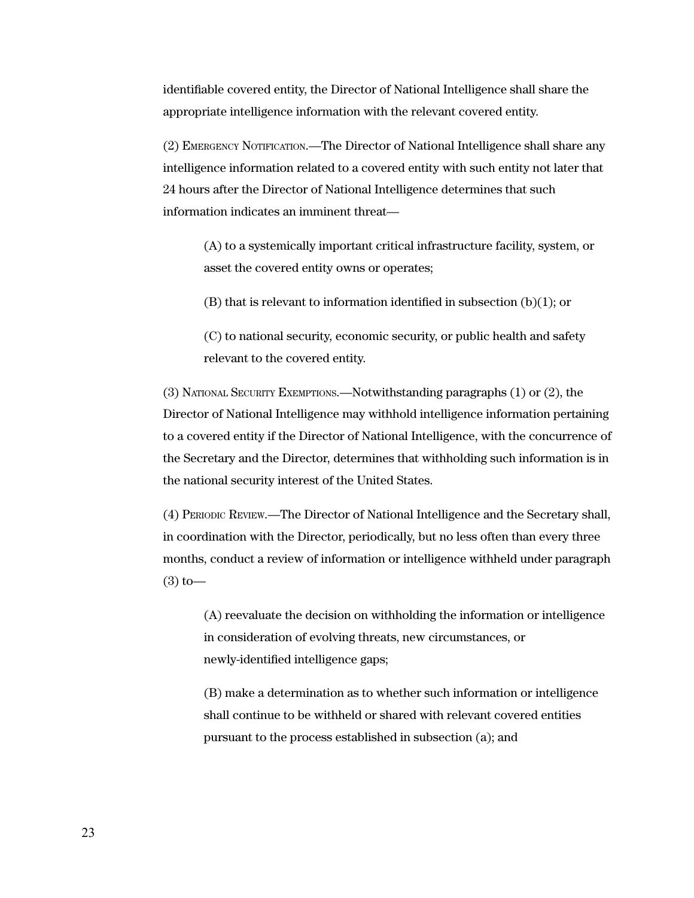identifiable covered entity, the Director of National Intelligence shall share the appropriate intelligence information with the relevant covered entity.

(2) Emergency Notification.—The Director of National Intelligence shall share any intelligence information related to a covered entity with such entity not later that 24 hours after the Director of National Intelligence determines that such information indicates an imminent threat—

> (A) to a systemically important critical infrastructure facility, system, or asset the covered entity owns or operates;
>
> (B) that is relevant to information identified in subsection (b)(1); or
>
> (C) to national security, economic security, or public health and safety relevant to the covered entity.

(3) National Security Exemptions.—Notwithstanding paragraphs (1) or (2), the Director of National Intelligence may withhold intelligence information pertaining to a covered entity if the Director of National Intelligence, with the concurrence of the Secretary and the Director, determines that withholding such information is in the national security interest of the United States.

(4) Periodic Review.—The Director of National Intelligence and the Secretary shall, in coordination with the Director, periodically, but no less often than every three months, conduct a review of information or intelligence withheld under paragraph (3) to—

> (A) reevaluate the decision on withholding the information or intelligence in consideration of evolving threats, new circumstances, or newly-identified intelligence gaps;
>
> (B) make a determination as to whether such information or intelligence shall continue to be withheld or shared with relevant covered entities pursuant to the process established in subsection (a); and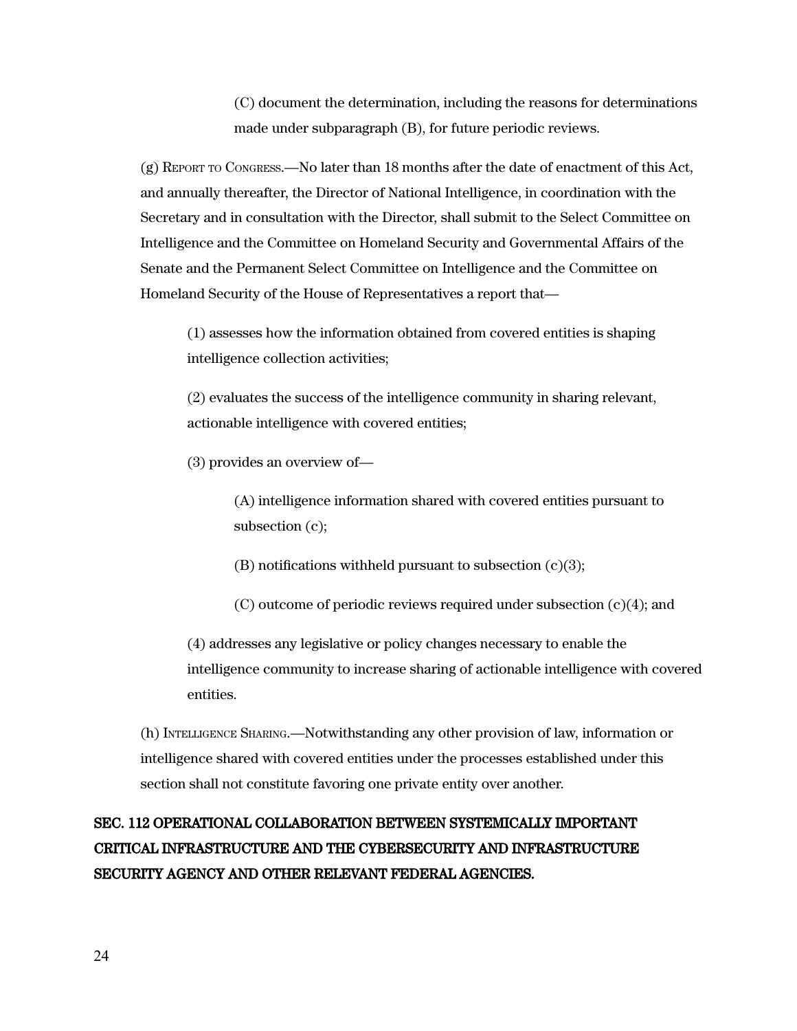(C) document the determination, including the reasons for determinations made under subparagraph (B), for future periodic reviews.

(g) Report to Congress.—No later than 18 months after the date of enactment of this Act, and annually thereafter, the Director of National Intelligence, in coordination with the Secretary and in consultation with the Director, shall submit to the Select Committee on Intelligence and the Committee on Homeland Security and Governmental Affairs of the Senate and the Permanent Select Committee on Intelligence and the Committee on Homeland Security of the House of Representatives a report that—

(1) assesses how the information obtained from covered entities is shaping intelligence collection activities;

(2) evaluates the success of the intelligence community in sharing relevant, actionable intelligence with covered entities;

(3) provides an overview of—

(A) intelligence information shared with covered entities pursuant to subsection (c);

(B) notifications withheld pursuant to subsection (c)(3);

(C) outcome of periodic reviews required under subsection (c)(4); and

(4) addresses any legislative or policy changes necessary to enable the intelligence community to increase sharing of actionable intelligence with covered entities.

(h) Intelligence Sharing.—Notwithstanding any other provision of law, information or intelligence shared with covered entities under the processes established under this section shall not constitute favoring one private entity over another.

**SEC. 112 OPERATIONAL COLLABORATION BETWEEN SYSTEMICALLY IMPORTANT CRITICAL INFRASTRUCTURE AND THE CYBERSECURITY AND INFRASTRUCTURE SECURITY AGENCY AND OTHER RELEVANT FEDERAL AGENCIES.**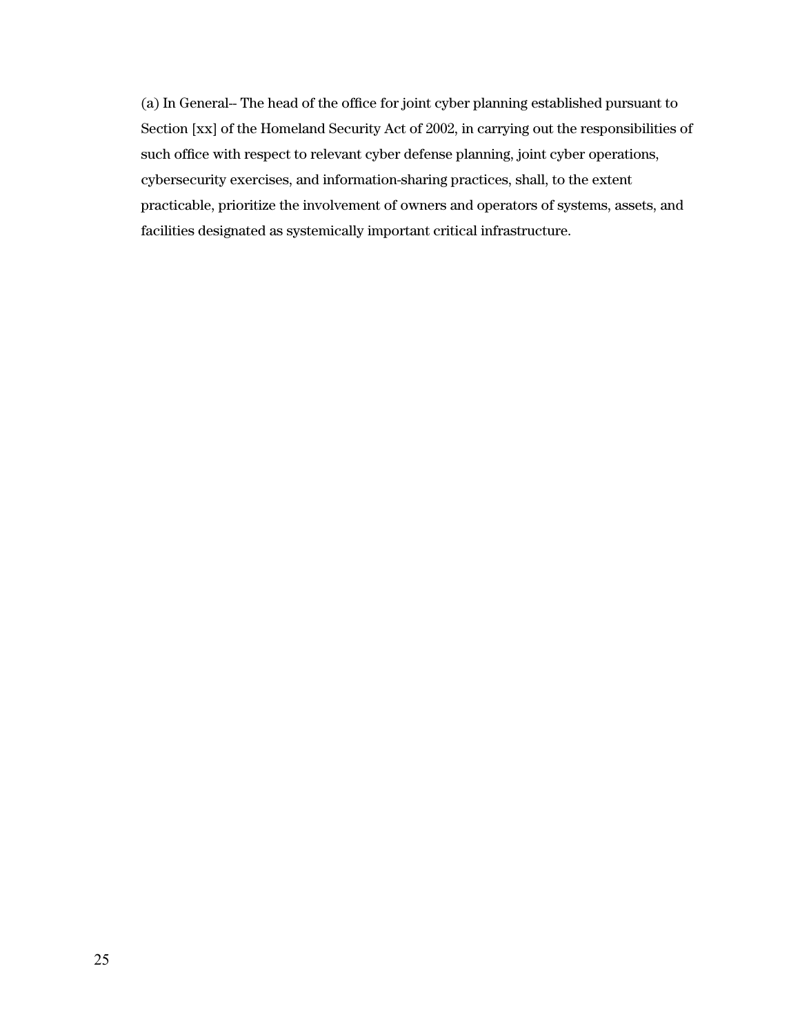(a) In General-- The head of the office for joint cyber planning established pursuant to Section [xx] of the Homeland Security Act of 2002, in carrying out the responsibilities of such office with respect to relevant cyber defense planning, joint cyber operations, cybersecurity exercises, and information-sharing practices, shall, to the extent practicable, prioritize the involvement of owners and operators of systems, assets, and facilities designated as systemically important critical infrastructure.